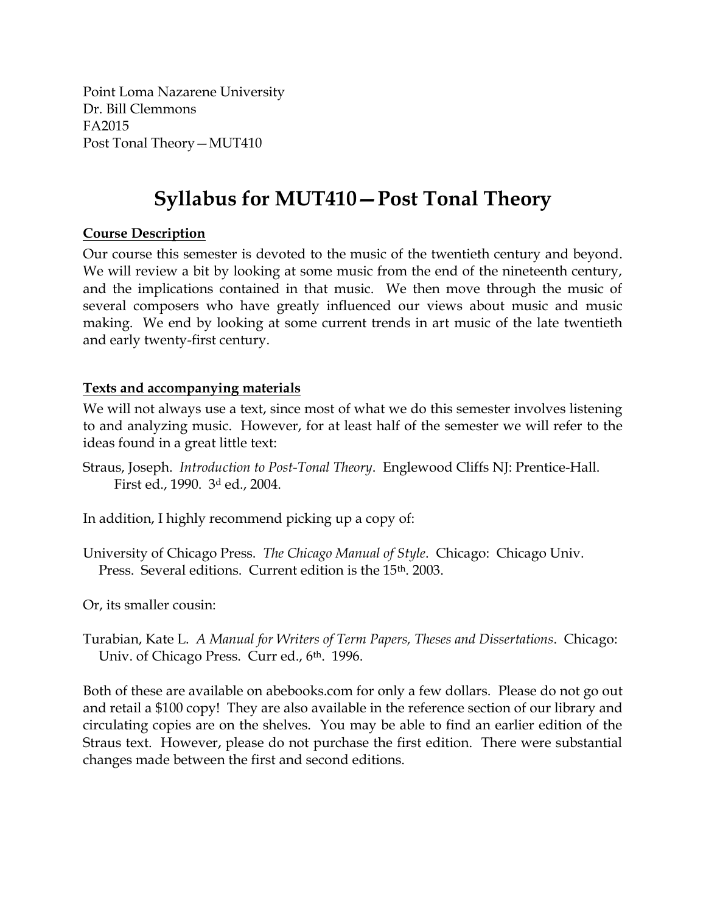Point Loma Nazarene University
Dr. Bill Clemmons
FA2015
Post Tonal Theory—MUT410

# Syllabus for MUT410—Post Tonal Theory

**Course Description**

Our course this semester is devoted to the music of the twentieth century and beyond. We will review a bit by looking at some music from the end of the nineteenth century, and the implications contained in that music. We then move through the music of several composers who have greatly influenced our views about music and music making. We end by looking at some current trends in art music of the late twentieth and early twenty-first century.

**Texts and accompanying materials**

We will not always use a text, since most of what we do this semester involves listening to and analyzing music. However, for at least half of the semester we will refer to the ideas found in a great little text:

Straus, Joseph. *Introduction to Post-Tonal Theory*. Englewood Cliffs NJ: Prentice-Hall. First ed., 1990. 3d ed., 2004.

In addition, I highly recommend picking up a copy of:

University of Chicago Press. *The Chicago Manual of Style*. Chicago: Chicago Univ. Press. Several editions. Current edition is the 15th. 2003.

Or, its smaller cousin:

Turabian, Kate L. *A Manual for Writers of Term Papers, Theses and Dissertations*. Chicago: Univ. of Chicago Press. Curr ed., 6th. 1996.

Both of these are available on abebooks.com for only a few dollars. Please do not go out and retail a $100 copy! They are also available in the reference section of our library and circulating copies are on the shelves. You may be able to find an earlier edition of the Straus text. However, please do not purchase the first edition. There were substantial changes made between the first and second editions.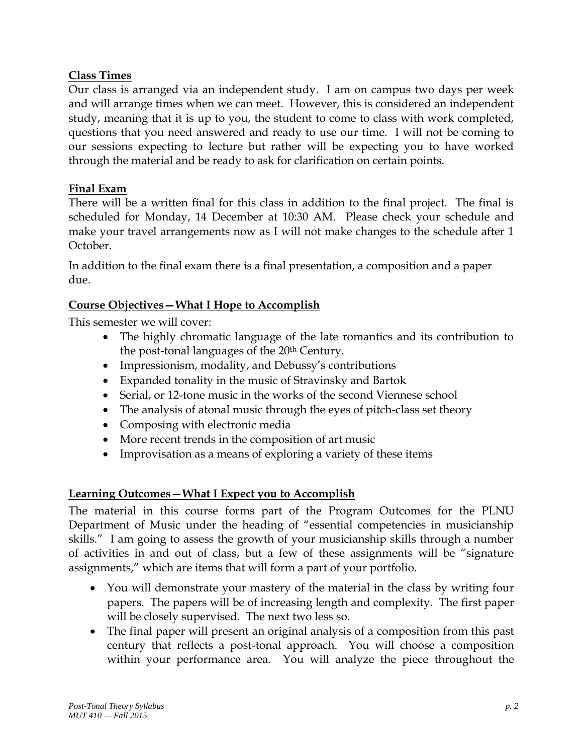**Class Times**

Our class is arranged via an independent study. I am on campus two days per week and will arrange times when we can meet. However, this is considered an independent study, meaning that it is up to you, the student to come to class with work completed, questions that you need answered and ready to use our time. I will not be coming to our sessions expecting to lecture but rather will be expecting you to have worked through the material and be ready to ask for clarification on certain points.

**Final Exam**

There will be a written final for this class in addition to the final project. The final is scheduled for Monday, 14 December at 10:30 AM. Please check your schedule and make your travel arrangements now as I will not make changes to the schedule after 1 October.

In addition to the final exam there is a final presentation, a composition and a paper due.

**Course Objectives—What I Hope to Accomplish**

This semester we will cover:

- The highly chromatic language of the late romantics and its contribution to the post-tonal languages of the 20th Century.
- Impressionism, modality, and Debussy's contributions
- Expanded tonality in the music of Stravinsky and Bartok
- Serial, or 12-tone music in the works of the second Viennese school
- The analysis of atonal music through the eyes of pitch-class set theory
- Composing with electronic media
- More recent trends in the composition of art music
- Improvisation as a means of exploring a variety of these items

**Learning Outcomes—What I Expect you to Accomplish**

The material in this course forms part of the Program Outcomes for the PLNU Department of Music under the heading of "essential competencies in musicianship skills." I am going to assess the growth of your musicianship skills through a number of activities in and out of class, but a few of these assignments will be "signature assignments," which are items that will form a part of your portfolio.

- You will demonstrate your mastery of the material in the class by writing four papers. The papers will be of increasing length and complexity. The first paper will be closely supervised. The next two less so.
- The final paper will present an original analysis of a composition from this past century that reflects a post-tonal approach. You will choose a composition within your performance area. You will analyze the piece throughout the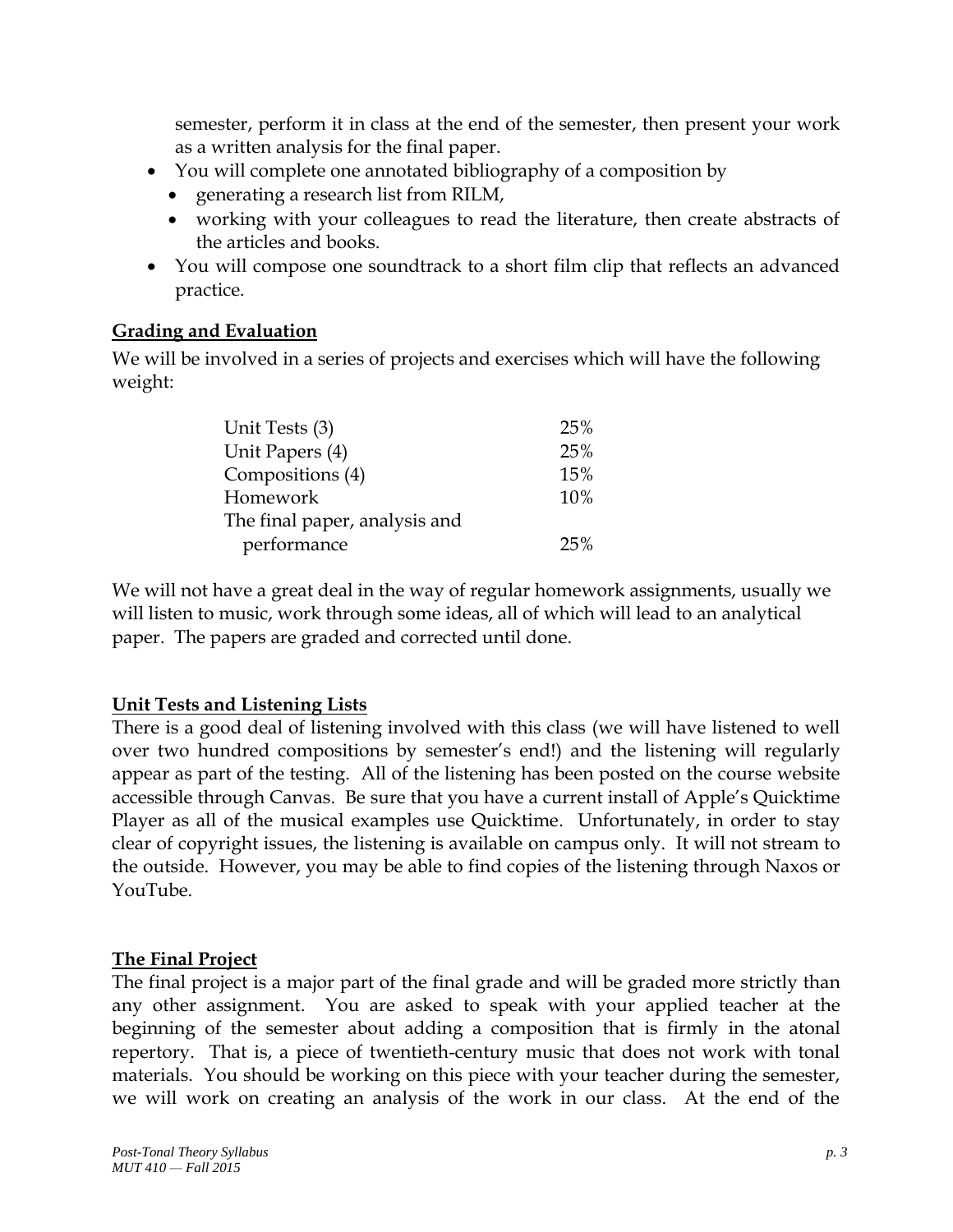semester, perform it in class at the end of the semester, then present your work as a written analysis for the final paper.

- You will complete one annotated bibliography of a composition by
  - generating a research list from RILM,
  - working with your colleagues to read the literature, then create abstracts of the articles and books.
- You will compose one soundtrack to a short film clip that reflects an advanced practice.

## Grading and Evaluation

We will be involved in a series of projects and exercises which will have the following weight:

| | |
|---|---|
| Unit Tests (3) | 25% |
| Unit Papers (4) | 25% |
| Compositions (4) | 15% |
| Homework | 10% |
| The final paper, analysis and performance | 25% |

We will not have a great deal in the way of regular homework assignments, usually we will listen to music, work through some ideas, all of which will lead to an analytical paper. The papers are graded and corrected until done.

## Unit Tests and Listening Lists

There is a good deal of listening involved with this class (we will have listened to well over two hundred compositions by semester's end!) and the listening will regularly appear as part of the testing. All of the listening has been posted on the course website accessible through Canvas. Be sure that you have a current install of Apple's Quicktime Player as all of the musical examples use Quicktime. Unfortunately, in order to stay clear of copyright issues, the listening is available on campus only. It will not stream to the outside. However, you may be able to find copies of the listening through Naxos or YouTube.

## The Final Project

The final project is a major part of the final grade and will be graded more strictly than any other assignment. You are asked to speak with your applied teacher at the beginning of the semester about adding a composition that is firmly in the atonal repertory. That is, a piece of twentieth-century music that does not work with tonal materials. You should be working on this piece with your teacher during the semester, we will work on creating an analysis of the work in our class. At the end of the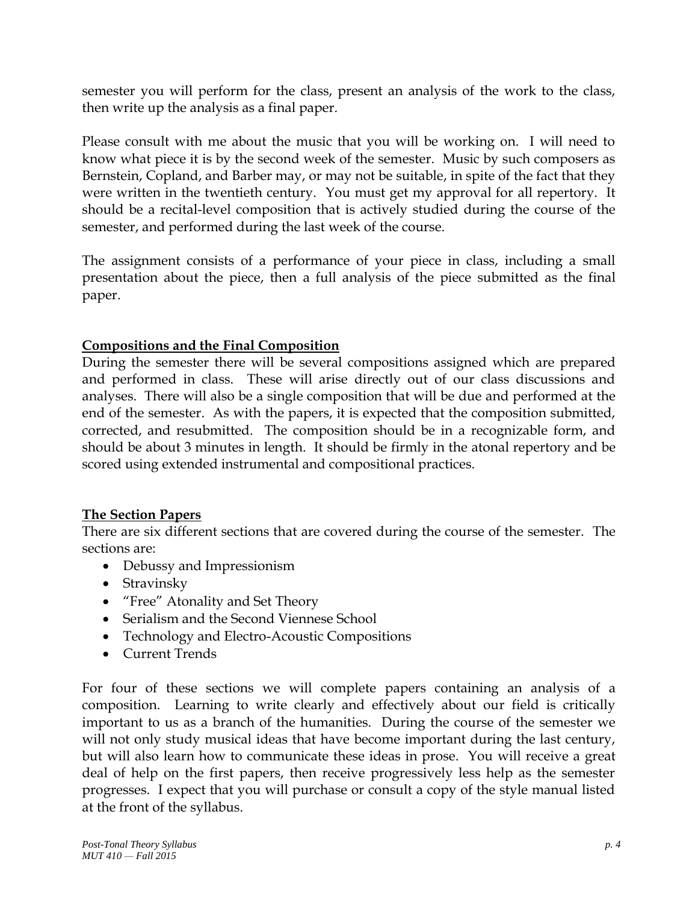semester you will perform for the class, present an analysis of the work to the class, then write up the analysis as a final paper.

Please consult with me about the music that you will be working on. I will need to know what piece it is by the second week of the semester. Music by such composers as Bernstein, Copland, and Barber may, or may not be suitable, in spite of the fact that they were written in the twentieth century. You must get my approval for all repertory. It should be a recital-level composition that is actively studied during the course of the semester, and performed during the last week of the course.

The assignment consists of a performance of your piece in class, including a small presentation about the piece, then a full analysis of the piece submitted as the final paper.

## Compositions and the Final Composition

During the semester there will be several compositions assigned which are prepared and performed in class. These will arise directly out of our class discussions and analyses. There will also be a single composition that will be due and performed at the end of the semester. As with the papers, it is expected that the composition submitted, corrected, and resubmitted. The composition should be in a recognizable form, and should be about 3 minutes in length. It should be firmly in the atonal repertory and be scored using extended instrumental and compositional practices.

## The Section Papers

There are six different sections that are covered during the course of the semester. The sections are:

- Debussy and Impressionism
- Stravinsky
- "Free" Atonality and Set Theory
- Serialism and the Second Viennese School
- Technology and Electro-Acoustic Compositions
- Current Trends

For four of these sections we will complete papers containing an analysis of a composition. Learning to write clearly and effectively about our field is critically important to us as a branch of the humanities. During the course of the semester we will not only study musical ideas that have become important during the last century, but will also learn how to communicate these ideas in prose. You will receive a great deal of help on the first papers, then receive progressively less help as the semester progresses. I expect that you will purchase or consult a copy of the style manual listed at the front of the syllabus.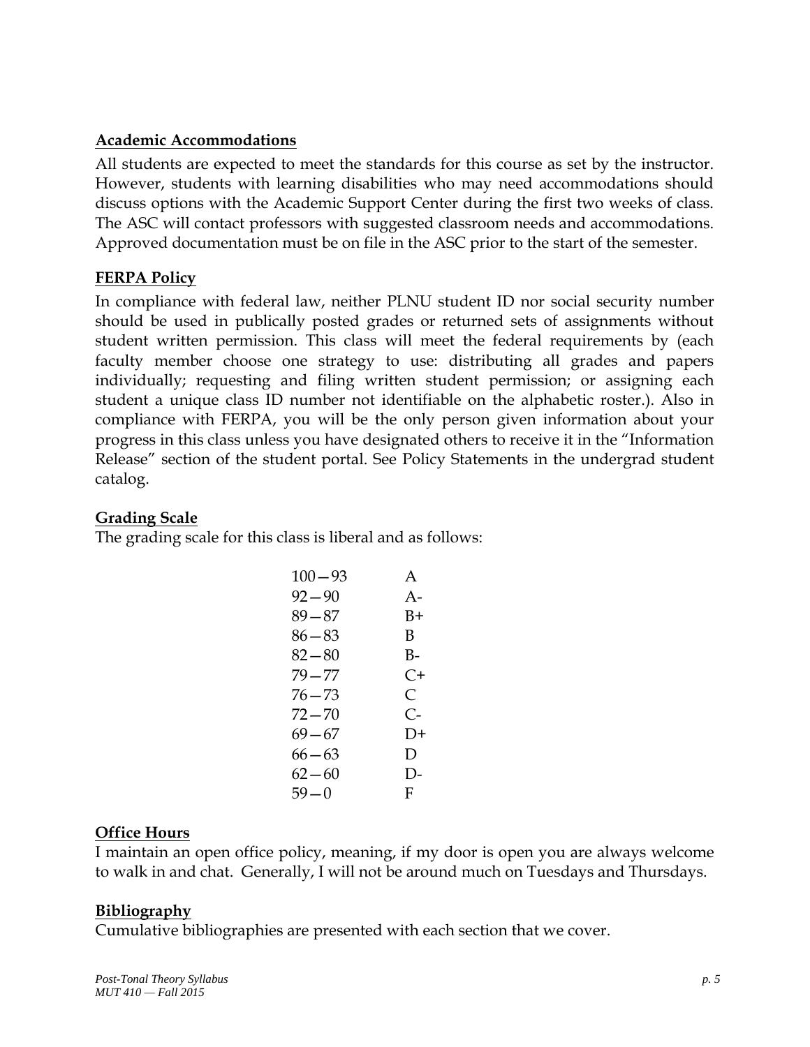## Academic Accommodations

All students are expected to meet the standards for this course as set by the instructor. However, students with learning disabilities who may need accommodations should discuss options with the Academic Support Center during the first two weeks of class. The ASC will contact professors with suggested classroom needs and accommodations. Approved documentation must be on file in the ASC prior to the start of the semester.

## FERPA Policy

In compliance with federal law, neither PLNU student ID nor social security number should be used in publically posted grades or returned sets of assignments without student written permission. This class will meet the federal requirements by (each faculty member choose one strategy to use: distributing all grades and papers individually; requesting and filing written student permission; or assigning each student a unique class ID number not identifiable on the alphabetic roster.). Also in compliance with FERPA, you will be the only person given information about your progress in this class unless you have designated others to receive it in the "Information Release" section of the student portal. See Policy Statements in the undergrad student catalog.

## Grading Scale

The grading scale for this class is liberal and as follows:

| | |
|---|---|
| 100—93 | A |
| 92—90 | A- |
| 89—87 | B+ |
| 86—83 | B |
| 82—80 | B- |
| 79—77 | C+ |
| 76—73 | C |
| 72—70 | C- |
| 69—67 | D+ |
| 66—63 | D |
| 62—60 | D- |
| 59—0 | F |

## Office Hours

I maintain an open office policy, meaning, if my door is open you are always welcome to walk in and chat. Generally, I will not be around much on Tuesdays and Thursdays.

## Bibliography

Cumulative bibliographies are presented with each section that we cover.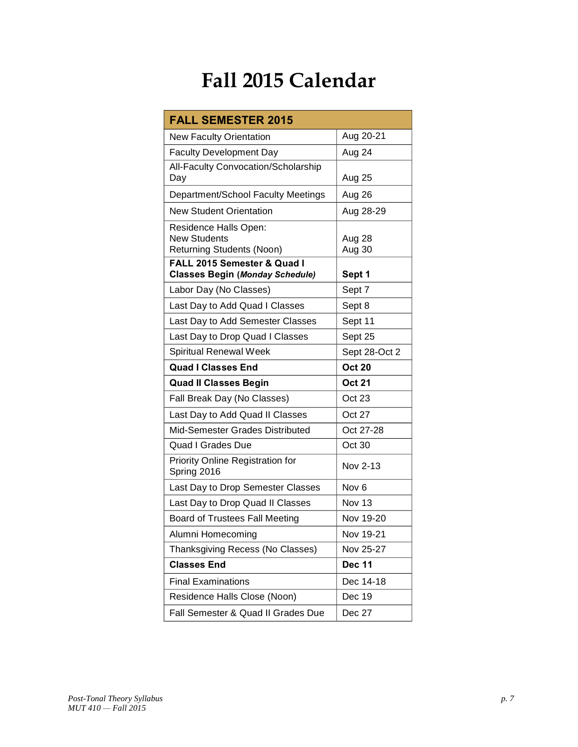# Fall 2015 Calendar

| **FALL SEMESTER 2015** | |
|---|---|
| New Faculty Orientation | Aug 20-21 |
| Faculty Development Day | Aug 24 |
| All-Faculty Convocation/Scholarship Day | Aug 25 |
| Department/School Faculty Meetings | Aug 26 |
| New Student Orientation | Aug 28-29 |
| Residence Halls Open:<br>New Students<br>Returning Students (Noon) | <br>Aug 28<br>Aug 30 |
| **FALL 2015 Semester & Quad I Classes Begin (*Monday Schedule)*** | **Sept 1** |
| Labor Day (No Classes) | Sept 7 |
| Last Day to Add Quad I Classes | Sept 8 |
| Last Day to Add Semester Classes | Sept 11 |
| Last Day to Drop Quad I Classes | Sept 25 |
| Spiritual Renewal Week | Sept 28-Oct 2 |
| **Quad I Classes End** | **Oct 20** |
| **Quad II Classes Begin** | **Oct 21** |
| Fall Break Day (No Classes) | Oct 23 |
| Last Day to Add Quad II Classes | Oct 27 |
| Mid-Semester Grades Distributed | Oct 27-28 |
| Quad I Grades Due | Oct 30 |
| Priority Online Registration for Spring 2016 | Nov 2-13 |
| Last Day to Drop Semester Classes | Nov 6 |
| Last Day to Drop Quad II Classes | Nov 13 |
| Board of Trustees Fall Meeting | Nov 19-20 |
| Alumni Homecoming | Nov 19-21 |
| Thanksgiving Recess (No Classes) | Nov 25-27 |
| **Classes End** | **Dec 11** |
| Final Examinations | Dec 14-18 |
| Residence Halls Close (Noon) | Dec 19 |
| Fall Semester & Quad II Grades Due | Dec 27 |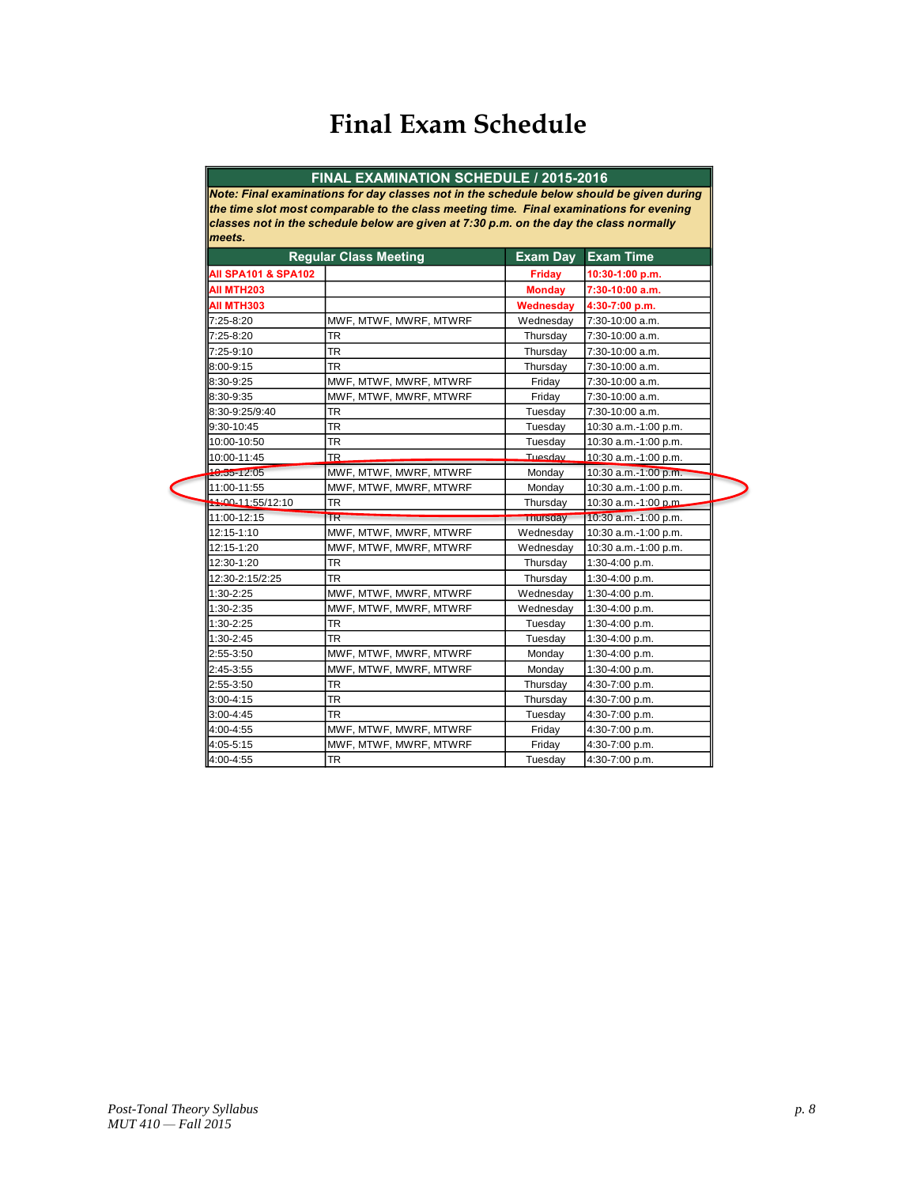# Final Exam Schedule

| FINAL EXAMINATION SCHEDULE / 2015-2016 | | | |
|---|---|---|---|
| *Note: Final examinations for day classes not in the schedule below should be given during the time slot most comparable to the class meeting time. Final examinations for evening classes not in the schedule below are given at 7:30 p.m. on the day the class normally meets.* | | | |
| **Regular Class Meeting** | | **Exam Day** | **Exam Time** |
| **All SPA101 & SPA102** | | **Friday** | **10:30-1:00 p.m.** |
| **All MTH203** | | **Monday** | **7:30-10:00 a.m.** |
| **All MTH303** | | **Wednesday** | **4:30-7:00 p.m.** |
| 7:25-8:20 | MWF, MTWF, MWRF, MTWRF | Wednesday | 7:30-10:00 a.m. |
| 7:25-8:20 | TR | Thursday | 7:30-10:00 a.m. |
| 7:25-9:10 | TR | Thursday | 7:30-10:00 a.m. |
| 8:00-9:15 | TR | Thursday | 7:30-10:00 a.m. |
| 8:30-9:25 | MWF, MTWF, MWRF, MTWRF | Friday | 7:30-10:00 a.m. |
| 8:30-9:35 | MWF, MTWF, MWRF, MTWRF | Friday | 7:30-10:00 a.m. |
| 8:30-9:25/9:40 | TR | Tuesday | 7:30-10:00 a.m. |
| 9:30-10:45 | TR | Tuesday | 10:30 a.m.-1:00 p.m. |
| 10:00-10:50 | TR | Tuesday | 10:30 a.m.-1:00 p.m. |
| 10:00-11:45 | TR | Tuesday | 10:30 a.m.-1:00 p.m. |
| 10:55-12:05 | MWF, MTWF, MWRF, MTWRF | Monday | 10:30 a.m.-1:00 p.m. |
| 11:00-11:55 | MWF, MTWF, MWRF, MTWRF | Monday | 10:30 a.m.-1:00 p.m. |
| 11:00-11:55/12:10 | TR | Thursday | 10:30 a.m.-1:00 p.m. |
| 11:00-12:15 | TR | Thursday | 10:30 a.m.-1:00 p.m. |
| 12:15-1:10 | MWF, MTWF, MWRF, MTWRF | Wednesday | 10:30 a.m.-1:00 p.m. |
| 12:15-1:20 | MWF, MTWF, MWRF, MTWRF | Wednesday | 10:30 a.m.-1:00 p.m. |
| 12:30-1:20 | TR | Thursday | 1:30-4:00 p.m. |
| 12:30-2:15/2:25 | TR | Thursday | 1:30-4:00 p.m. |
| 1:30-2:25 | MWF, MTWF, MWRF, MTWRF | Wednesday | 1:30-4:00 p.m. |
| 1:30-2:35 | MWF, MTWF, MWRF, MTWRF | Wednesday | 1:30-4:00 p.m. |
| 1:30-2:25 | TR | Tuesday | 1:30-4:00 p.m. |
| 1:30-2:45 | TR | Tuesday | 1:30-4:00 p.m. |
| 2:55-3:50 | MWF, MTWF, MWRF, MTWRF | Monday | 1:30-4:00 p.m. |
| 2:45-3:55 | MWF, MTWF, MWRF, MTWRF | Monday | 1:30-4:00 p.m. |
| 2:55-3:50 | TR | Thursday | 4:30-7:00 p.m. |
| 3:00-4:15 | TR | Thursday | 4:30-7:00 p.m. |
| 3:00-4:45 | TR | Tuesday | 4:30-7:00 p.m. |
| 4:00-4:55 | MWF, MTWF, MWRF, MTWRF | Friday | 4:30-7:00 p.m. |
| 4:05-5:15 | MWF, MTWF, MWRF, MTWRF | Friday | 4:30-7:00 p.m. |
| 4:00-4:55 | TR | Tuesday | 4:30-7:00 p.m. |